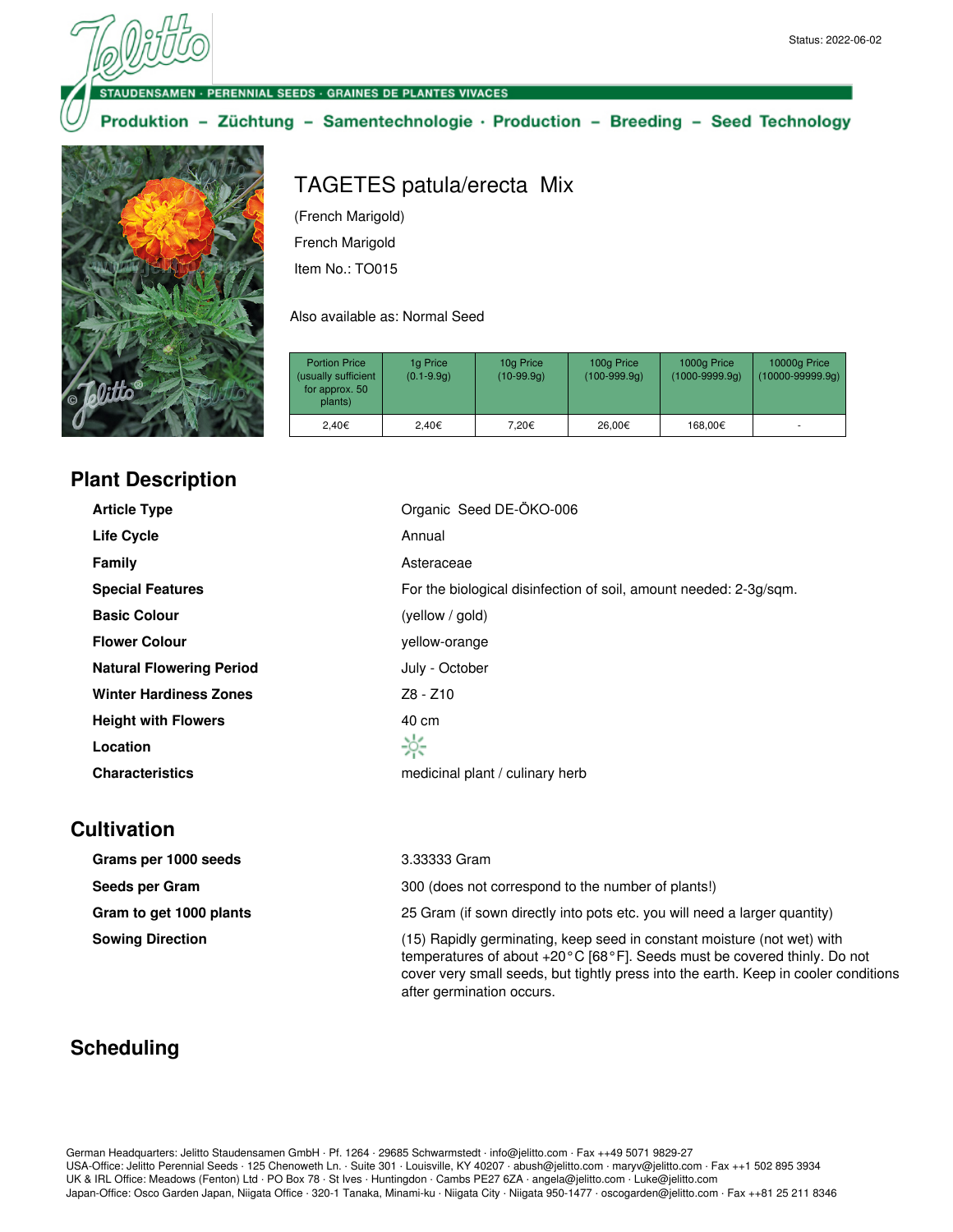Status: 2022-06-02

STAUDENSAMEN · PERENNIAL SEEDS · GRAINES DE PLANTES VIVACES

Produktion – Züchtung – Samentechnologie · Production – Breeding – Seed Technology

# TAGETES patula/erecta Mix

(French Marigold)

French Marigold

Item No.: TO015

Also available as: Normal Seed

| Portion Price (usually sufficient for approx. 50 plants) | 1g Price (0.1-9.9g) | 10g Price (10-99.9g) | 100g Price (100-999.9g) | 1000g Price (1000-9999.9g) | 10000g Price (10000-99999.9g) |
|---|---|---|---|---|---|
| 2,40€ | 2,40€ | 7,20€ | 26,00€ | 168,00€ | - |

## Plant Description

| | |
|---|---|
| **Article Type** | Organic Seed DE-ÖKO-006 |
| **Life Cycle** | Annual |
| **Family** | Asteraceae |
| **Special Features** | For the biological disinfection of soil, amount needed: 2-3g/sqm. |
| **Basic Colour** | (yellow / gold) |
| **Flower Colour** | yellow-orange |
| **Natural Flowering Period** | July - October |
| **Winter Hardiness Zones** | Z8 - Z10 |
| **Height with Flowers** | 40 cm |
| **Location** | ☼ |
| **Characteristics** | medicinal plant / culinary herb |

## Cultivation

| | |
|---|---|
| **Grams per 1000 seeds** | 3.33333 Gram |
| **Seeds per Gram** | 300 (does not correspond to the number of plants!) |
| **Gram to get 1000 plants** | 25 Gram (if sown directly into pots etc. you will need a larger quantity) |
| **Sowing Direction** | (15) Rapidly germinating, keep seed in constant moisture (not wet) with temperatures of about +20°C [68°F]. Seeds must be covered thinly. Do not cover very small seeds, but tightly press into the earth. Keep in cooler conditions after germination occurs. |

## Scheduling

German Headquarters: Jelitto Staudensamen GmbH · Pf. 1264 · 29685 Schwarmstedt · info@jelitto.com · Fax ++49 5071 9829-27
USA-Office: Jelitto Perennial Seeds · 125 Chenoweth Ln. · Suite 301 · Louisville, KY 40207 · abush@jelitto.com · maryv@jelitto.com · Fax ++1 502 895 3934
UK & IRL Office: Meadows (Fenton) Ltd · PO Box 78 · St Ives · Huntingdon · Cambs PE27 6ZA · angela@jelitto.com · Luke@jelitto.com
Japan-Office: Osco Garden Japan, Niigata Office · 320-1 Tanaka, Minami-ku · Niigata City · Niigata 950-1477 · oscogarden@jelitto.com · Fax ++81 25 211 8346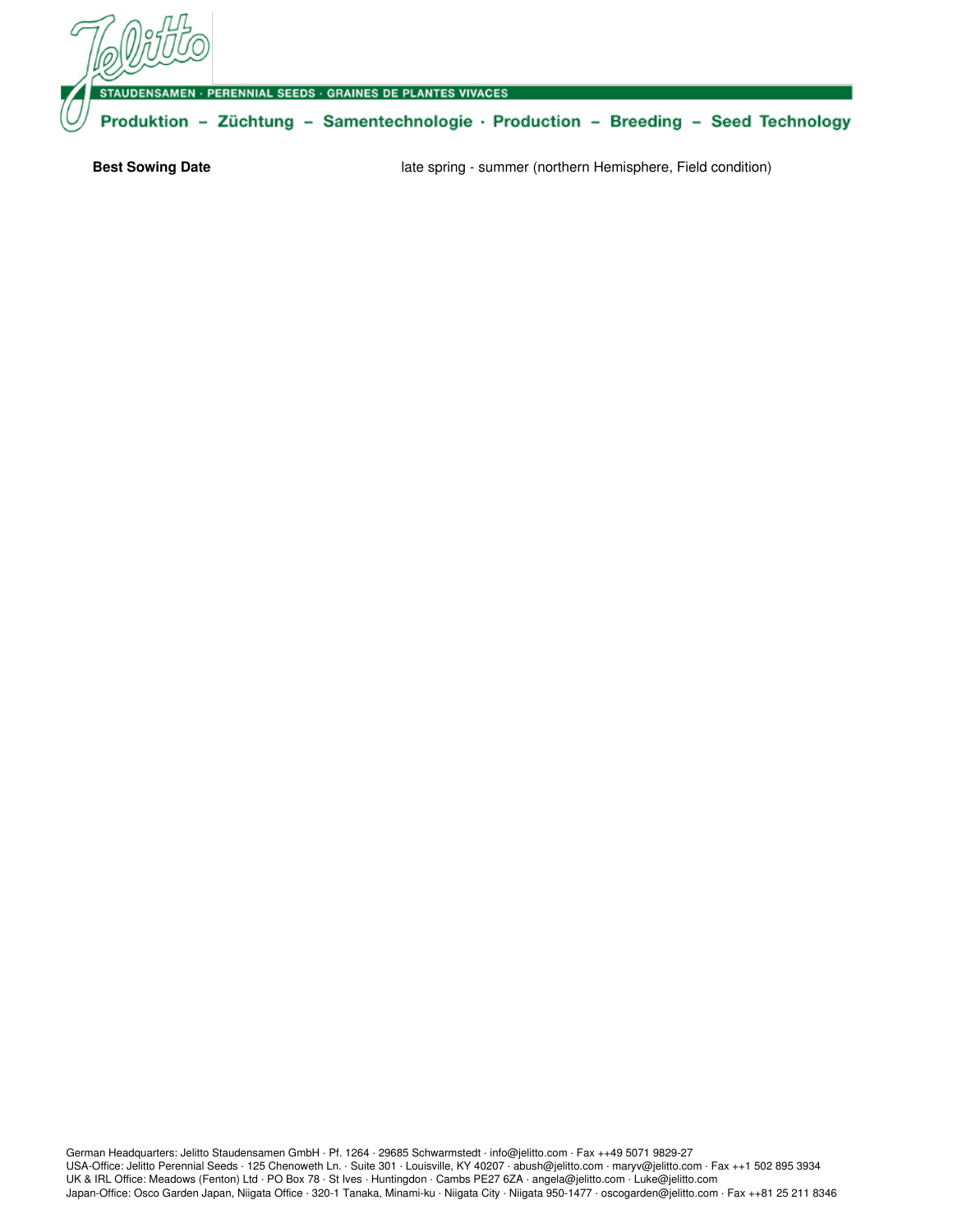| | |
|---|---|
| **Best Sowing Date** | late spring - summer (northern Hemisphere, Field condition) |